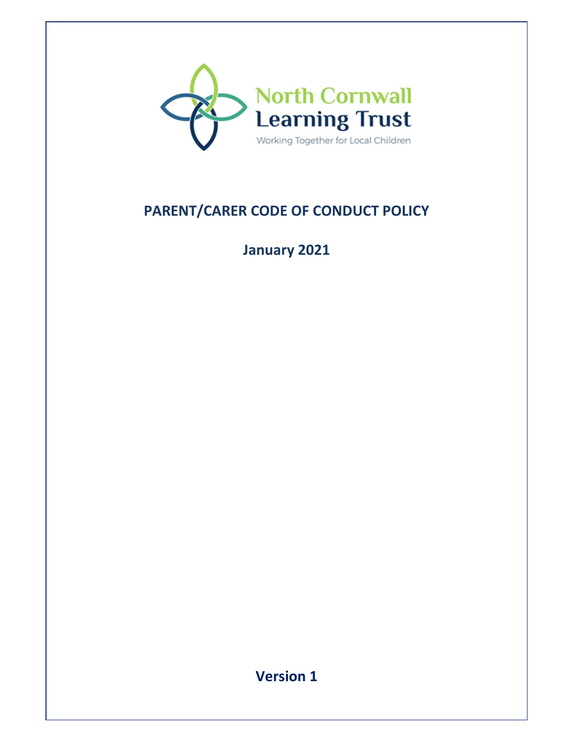North Cornwall Learning Trust

Working Together for Local Children

# PARENT/CARER CODE OF CONDUCT POLICY

## January 2021

**Version 1**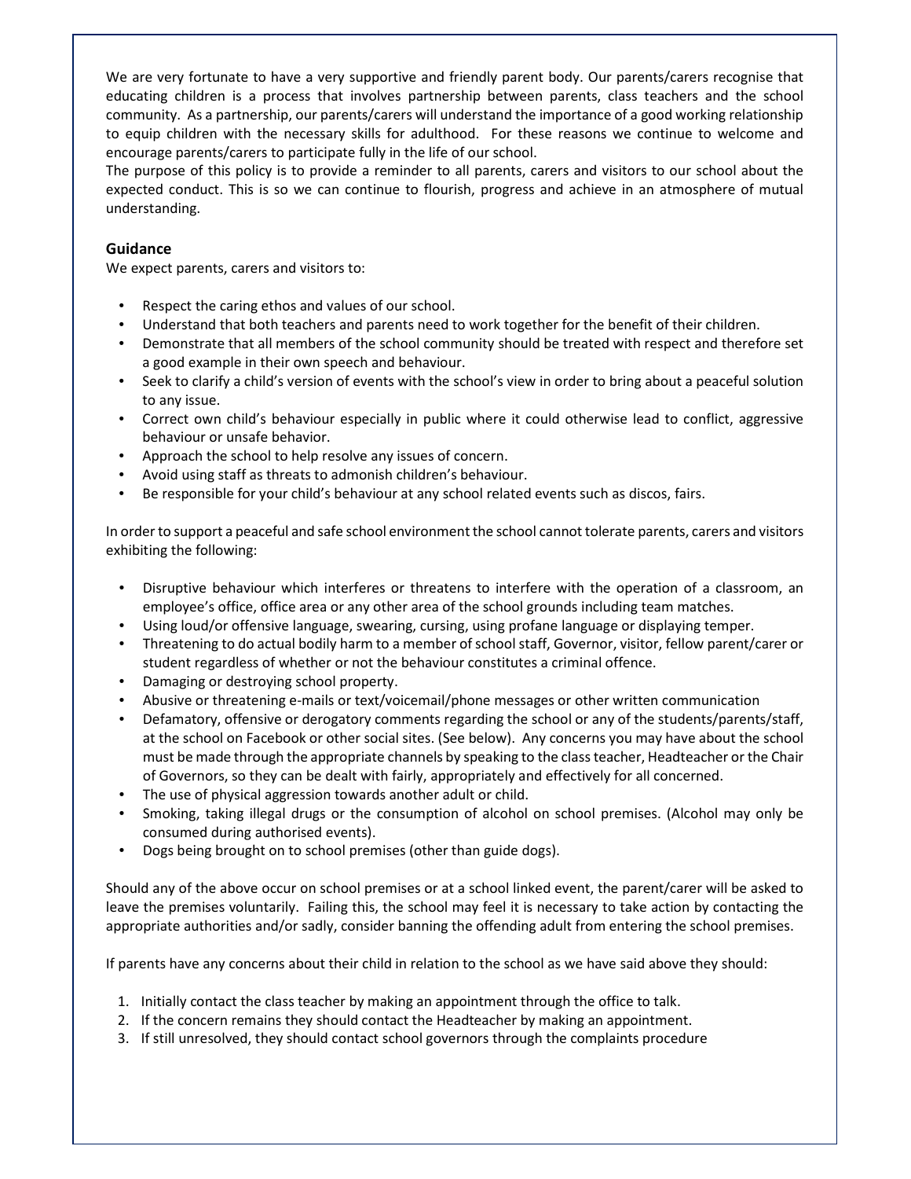We are very fortunate to have a very supportive and friendly parent body. Our parents/carers recognise that educating children is a process that involves partnership between parents, class teachers and the school community. As a partnership, our parents/carers will understand the importance of a good working relationship to equip children with the necessary skills for adulthood. For these reasons we continue to welcome and encourage parents/carers to participate fully in the life of our school.
The purpose of this policy is to provide a reminder to all parents, carers and visitors to our school about the expected conduct. This is so we can continue to flourish, progress and achieve in an atmosphere of mutual understanding.

**Guidance**

We expect parents, carers and visitors to:

- Respect the caring ethos and values of our school.
- Understand that both teachers and parents need to work together for the benefit of their children.
- Demonstrate that all members of the school community should be treated with respect and therefore set a good example in their own speech and behaviour.
- Seek to clarify a child's version of events with the school's view in order to bring about a peaceful solution to any issue.
- Correct own child's behaviour especially in public where it could otherwise lead to conflict, aggressive behaviour or unsafe behavior.
- Approach the school to help resolve any issues of concern.
- Avoid using staff as threats to admonish children's behaviour.
- Be responsible for your child's behaviour at any school related events such as discos, fairs.

In order to support a peaceful and safe school environment the school cannot tolerate parents, carers and visitors exhibiting the following:

- Disruptive behaviour which interferes or threatens to interfere with the operation of a classroom, an employee's office, office area or any other area of the school grounds including team matches.
- Using loud/or offensive language, swearing, cursing, using profane language or displaying temper.
- Threatening to do actual bodily harm to a member of school staff, Governor, visitor, fellow parent/carer or student regardless of whether or not the behaviour constitutes a criminal offence.
- Damaging or destroying school property.
- Abusive or threatening e-mails or text/voicemail/phone messages or other written communication
- Defamatory, offensive or derogatory comments regarding the school or any of the students/parents/staff, at the school on Facebook or other social sites. (See below). Any concerns you may have about the school must be made through the appropriate channels by speaking to the class teacher, Headteacher or the Chair of Governors, so they can be dealt with fairly, appropriately and effectively for all concerned.
- The use of physical aggression towards another adult or child.
- Smoking, taking illegal drugs or the consumption of alcohol on school premises. (Alcohol may only be consumed during authorised events).
- Dogs being brought on to school premises (other than guide dogs).

Should any of the above occur on school premises or at a school linked event, the parent/carer will be asked to leave the premises voluntarily. Failing this, the school may feel it is necessary to take action by contacting the appropriate authorities and/or sadly, consider banning the offending adult from entering the school premises.

If parents have any concerns about their child in relation to the school as we have said above they should:

1. Initially contact the class teacher by making an appointment through the office to talk.
2. If the concern remains they should contact the Headteacher by making an appointment.
3. If still unresolved, they should contact school governors through the complaints procedure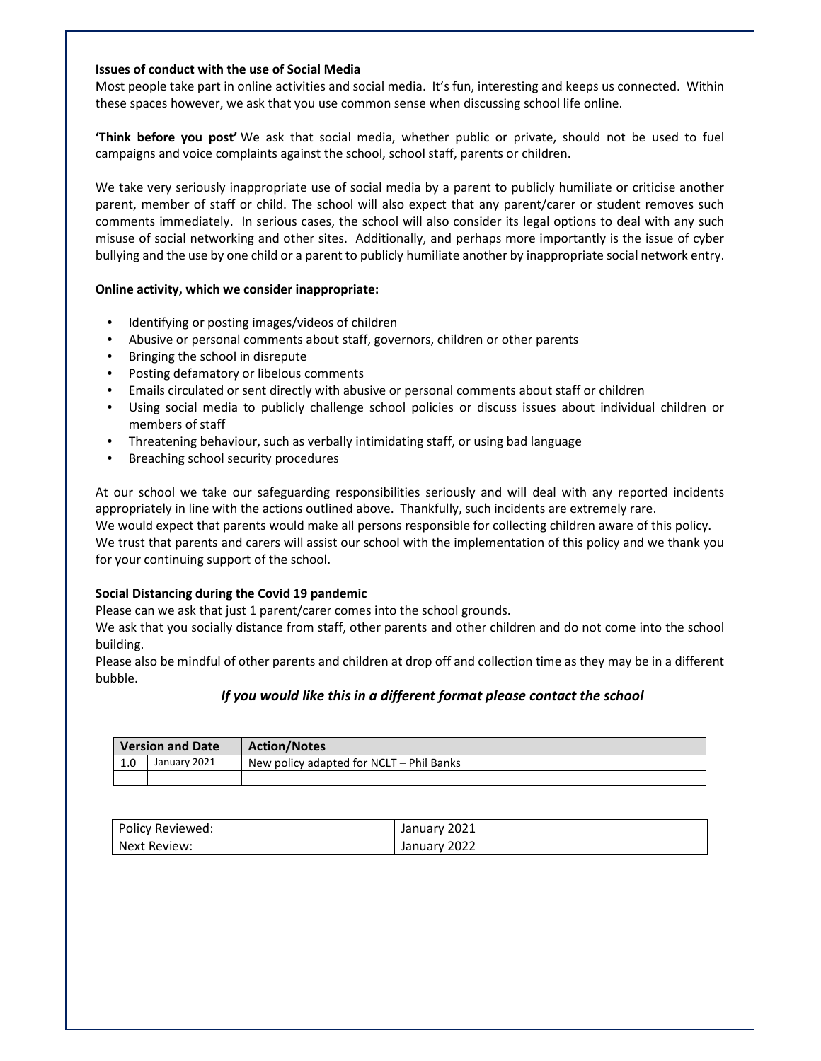**Issues of conduct with the use of Social Media**

Most people take part in online activities and social media. It's fun, interesting and keeps us connected. Within these spaces however, we ask that you use common sense when discussing school life online.

**'Think before you post'** We ask that social media, whether public or private, should not be used to fuel campaigns and voice complaints against the school, school staff, parents or children.

We take very seriously inappropriate use of social media by a parent to publicly humiliate or criticise another parent, member of staff or child. The school will also expect that any parent/carer or student removes such comments immediately. In serious cases, the school will also consider its legal options to deal with any such misuse of social networking and other sites. Additionally, and perhaps more importantly is the issue of cyber bullying and the use by one child or a parent to publicly humiliate another by inappropriate social network entry.

**Online activity, which we consider inappropriate:**

- Identifying or posting images/videos of children
- Abusive or personal comments about staff, governors, children or other parents
- Bringing the school in disrepute
- Posting defamatory or libelous comments
- Emails circulated or sent directly with abusive or personal comments about staff or children
- Using social media to publicly challenge school policies or discuss issues about individual children or members of staff
- Threatening behaviour, such as verbally intimidating staff, or using bad language
- Breaching school security procedures

At our school we take our safeguarding responsibilities seriously and will deal with any reported incidents appropriately in line with the actions outlined above. Thankfully, such incidents are extremely rare.
We would expect that parents would make all persons responsible for collecting children aware of this policy.
We trust that parents and carers will assist our school with the implementation of this policy and we thank you for your continuing support of the school.

**Social Distancing during the Covid 19 pandemic**

Please can we ask that just 1 parent/carer comes into the school grounds.
We ask that you socially distance from staff, other parents and other children and do not come into the school building.
Please also be mindful of other parents and children at drop off and collection time as they may be in a different bubble.

***If you would like this in a different format please contact the school***

| Version and Date | | Action/Notes |
|---|---|---|
| 1.0 | January 2021 | New policy adapted for NCLT – Phil Banks |
| | | |

| | |
|---|---|
| Policy Reviewed: | January 2021 |
| Next Review: | January 2022 |